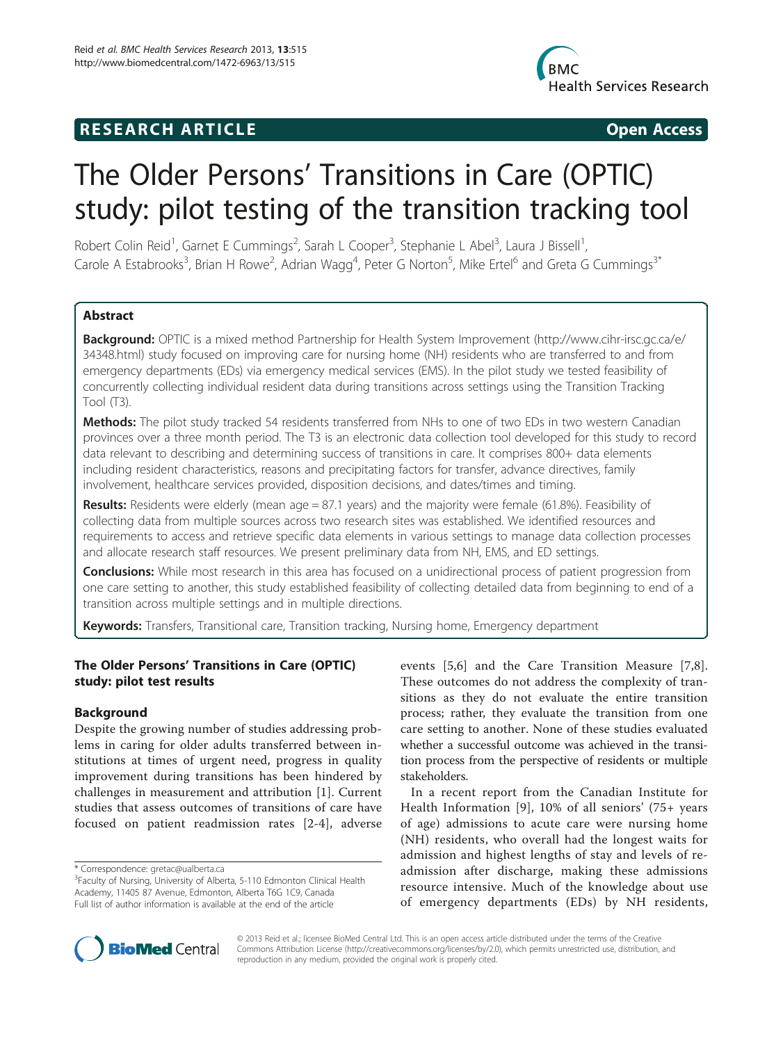**RESEARCH ARTICLE** **Open Access**

# The Older Persons' Transitions in Care (OPTIC) study: pilot testing of the transition tracking tool

Robert Colin Reid[1], Garnet E Cummings[2], Sarah L Cooper[3], Stephanie L Abel[3], Laura J Bissell[1], Carole A Estabrooks[3], Brian H Rowe[2], Adrian Wagg[4], Peter G Norton[5], Mike Ertel[6] and Greta G Cummings[3*]

## Abstract

**Background:** OPTIC is a mixed method Partnership for Health System Improvement (http://www.cihr-irsc.gc.ca/e/34348.html) study focused on improving care for nursing home (NH) residents who are transferred to and from emergency departments (EDs) via emergency medical services (EMS). In the pilot study we tested feasibility of concurrently collecting individual resident data during transitions across settings using the Transition Tracking Tool (T3).

**Methods:** The pilot study tracked 54 residents transferred from NHs to one of two EDs in two western Canadian provinces over a three month period. The T3 is an electronic data collection tool developed for this study to record data relevant to describing and determining success of transitions in care. It comprises 800+ data elements including resident characteristics, reasons and precipitating factors for transfer, advance directives, family involvement, healthcare services provided, disposition decisions, and dates/times and timing.

**Results:** Residents were elderly (mean age = 87.1 years) and the majority were female (61.8%). Feasibility of collecting data from multiple sources across two research sites was established. We identified resources and requirements to access and retrieve specific data elements in various settings to manage data collection processes and allocate research staff resources. We present preliminary data from NH, EMS, and ED settings.

**Conclusions:** While most research in this area has focused on a unidirectional process of patient progression from one care setting to another, this study established feasibility of collecting detailed data from beginning to end of a transition across multiple settings and in multiple directions.

**Keywords:** Transfers, Transitional care, Transition tracking, Nursing home, Emergency department

## The Older Persons' Transitions in Care (OPTIC) study: pilot test results

### Background

Despite the growing number of studies addressing problems in caring for older adults transferred between institutions at times of urgent need, progress in quality improvement during transitions has been hindered by challenges in measurement and attribution [1]. Current studies that assess outcomes of transitions of care have focused on patient readmission rates [2-4], adverse events [5,6] and the Care Transition Measure [7,8]. These outcomes do not address the complexity of transitions as they do not evaluate the entire transition process; rather, they evaluate the transition from one care setting to another. None of these studies evaluated whether a successful outcome was achieved in the transition process from the perspective of residents or multiple stakeholders.

In a recent report from the Canadian Institute for Health Information [9], 10% of all seniors' (75+ years of age) admissions to acute care were nursing home (NH) residents, who overall had the longest waits for admission and highest lengths of stay and levels of readmission after discharge, making these admissions resource intensive. Much of the knowledge about use of emergency departments (EDs) by NH residents,

\* Correspondence: gretac@ualberta.ca
[3]Faculty of Nursing, University of Alberta, 5-110 Edmonton Clinical Health Academy, 11405 87 Avenue, Edmonton, Alberta T6G 1C9, Canada
Full list of author information is available at the end of the article

© 2013 Reid et al.; licensee BioMed Central Ltd. This is an open access article distributed under the terms of the Creative Commons Attribution License (http://creativecommons.org/licenses/by/2.0), which permits unrestricted use, distribution, and reproduction in any medium, provided the original work is properly cited.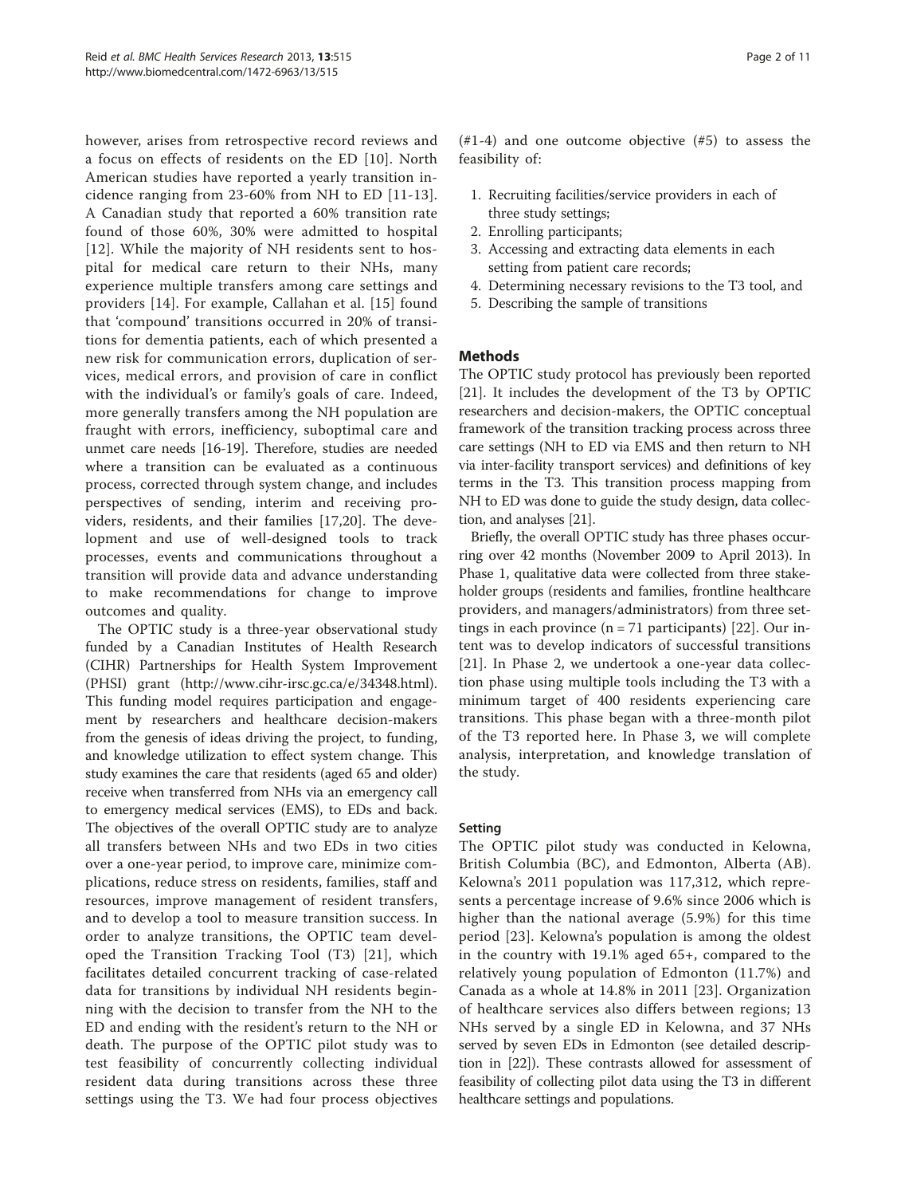however, arises from retrospective record reviews and a focus on effects of residents on the ED [10]. North American studies have reported a yearly transition incidence ranging from 23-60% from NH to ED [11-13]. A Canadian study that reported a 60% transition rate found of those 60%, 30% were admitted to hospital [12]. While the majority of NH residents sent to hospital for medical care return to their NHs, many experience multiple transfers among care settings and providers [14]. For example, Callahan et al. [15] found that 'compound' transitions occurred in 20% of transitions for dementia patients, each of which presented a new risk for communication errors, duplication of services, medical errors, and provision of care in conflict with the individual's or family's goals of care. Indeed, more generally transfers among the NH population are fraught with errors, inefficiency, suboptimal care and unmet care needs [16-19]. Therefore, studies are needed where a transition can be evaluated as a continuous process, corrected through system change, and includes perspectives of sending, interim and receiving providers, residents, and their families [17,20]. The development and use of well-designed tools to track processes, events and communications throughout a transition will provide data and advance understanding to make recommendations for change to improve outcomes and quality.

The OPTIC study is a three-year observational study funded by a Canadian Institutes of Health Research (CIHR) Partnerships for Health System Improvement (PHSI) grant (http://www.cihr-irsc.gc.ca/e/34348.html). This funding model requires participation and engagement by researchers and healthcare decision-makers from the genesis of ideas driving the project, to funding, and knowledge utilization to effect system change. This study examines the care that residents (aged 65 and older) receive when transferred from NHs via an emergency call to emergency medical services (EMS), to EDs and back. The objectives of the overall OPTIC study are to analyze all transfers between NHs and two EDs in two cities over a one-year period, to improve care, minimize complications, reduce stress on residents, families, staff and resources, improve management of resident transfers, and to develop a tool to measure transition success. In order to analyze transitions, the OPTIC team developed the Transition Tracking Tool (T3) [21], which facilitates detailed concurrent tracking of case-related data for transitions by individual NH residents beginning with the decision to transfer from the NH to the ED and ending with the resident's return to the NH or death. The purpose of the OPTIC pilot study was to test feasibility of concurrently collecting individual resident data during transitions across these three settings using the T3. We had four process objectives (#1-4) and one outcome objective (#5) to assess the feasibility of:

1. Recruiting facilities/service providers in each of three study settings;
2. Enrolling participants;
3. Accessing and extracting data elements in each setting from patient care records;
4. Determining necessary revisions to the T3 tool, and
5. Describing the sample of transitions

## Methods

The OPTIC study protocol has previously been reported [21]. It includes the development of the T3 by OPTIC researchers and decision-makers, the OPTIC conceptual framework of the transition tracking process across three care settings (NH to ED via EMS and then return to NH via inter-facility transport services) and definitions of key terms in the T3. This transition process mapping from NH to ED was done to guide the study design, data collection, and analyses [21].

Briefly, the overall OPTIC study has three phases occurring over 42 months (November 2009 to April 2013). In Phase 1, qualitative data were collected from three stakeholder groups (residents and families, frontline healthcare providers, and managers/administrators) from three settings in each province (n = 71 participants) [22]. Our intent was to develop indicators of successful transitions [21]. In Phase 2, we undertook a one-year data collection phase using multiple tools including the T3 with a minimum target of 400 residents experiencing care transitions. This phase began with a three-month pilot of the T3 reported here. In Phase 3, we will complete analysis, interpretation, and knowledge translation of the study.

### Setting

The OPTIC pilot study was conducted in Kelowna, British Columbia (BC), and Edmonton, Alberta (AB). Kelowna's 2011 population was 117,312, which represents a percentage increase of 9.6% since 2006 which is higher than the national average (5.9%) for this time period [23]. Kelowna's population is among the oldest in the country with 19.1% aged 65+, compared to the relatively young population of Edmonton (11.7%) and Canada as a whole at 14.8% in 2011 [23]. Organization of healthcare services also differs between regions; 13 NHs served by a single ED in Kelowna, and 37 NHs served by seven EDs in Edmonton (see detailed description in [22]). These contrasts allowed for assessment of feasibility of collecting pilot data using the T3 in different healthcare settings and populations.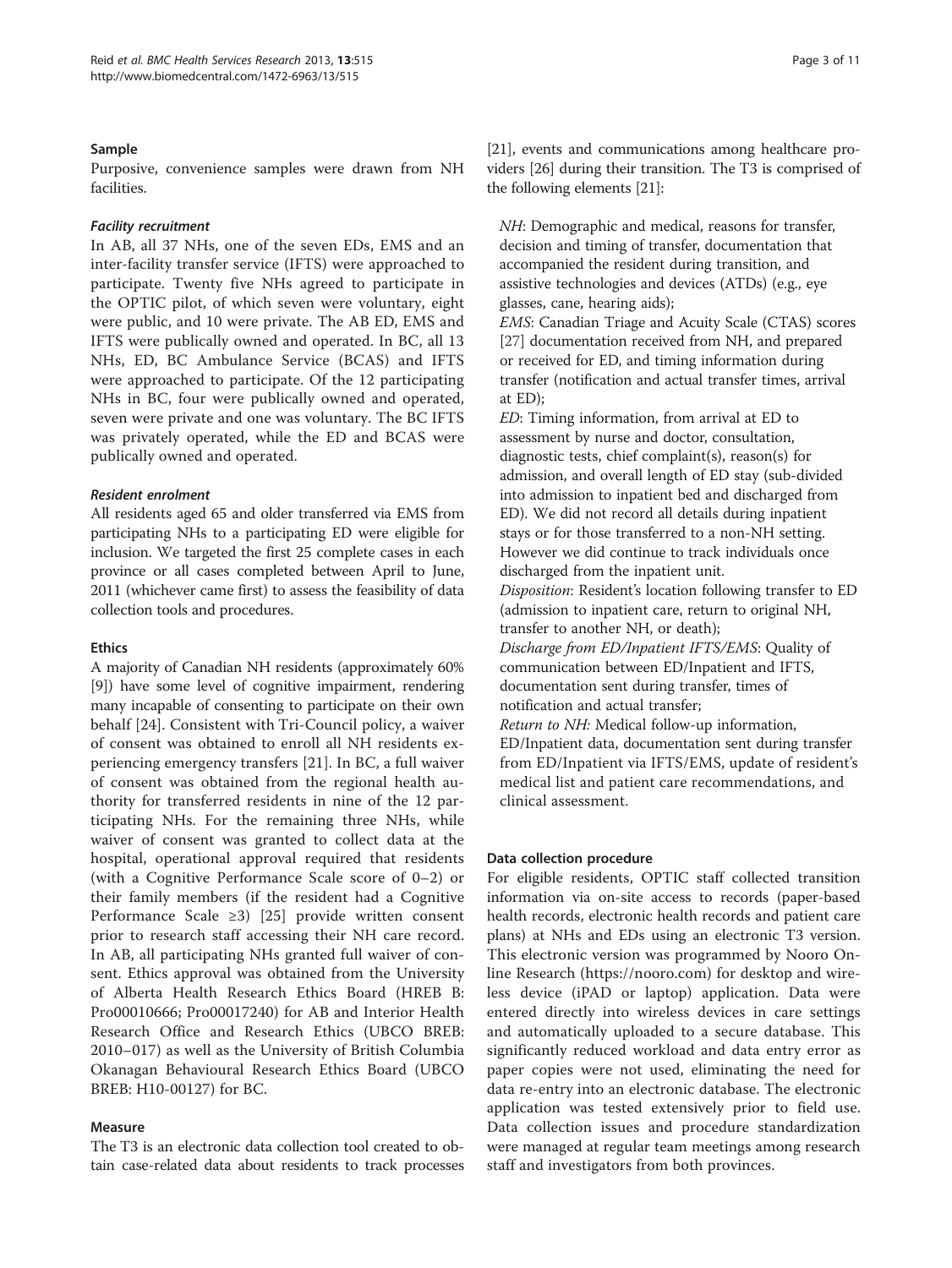### Sample

Purposive, convenience samples were drawn from NH facilities.

#### *Facility recruitment*

In AB, all 37 NHs, one of the seven EDs, EMS and an inter-facility transfer service (IFTS) were approached to participate. Twenty five NHs agreed to participate in the OPTIC pilot, of which seven were voluntary, eight were public, and 10 were private. The AB ED, EMS and IFTS were publically owned and operated. In BC, all 13 NHs, ED, BC Ambulance Service (BCAS) and IFTS were approached to participate. Of the 12 participating NHs in BC, four were publically owned and operated, seven were private and one was voluntary. The BC IFTS was privately operated, while the ED and BCAS were publically owned and operated.

#### *Resident enrolment*

All residents aged 65 and older transferred via EMS from participating NHs to a participating ED were eligible for inclusion. We targeted the first 25 complete cases in each province or all cases completed between April to June, 2011 (whichever came first) to assess the feasibility of data collection tools and procedures.

### Ethics

A majority of Canadian NH residents (approximately 60% [9]) have some level of cognitive impairment, rendering many incapable of consenting to participate on their own behalf [24]. Consistent with Tri-Council policy, a waiver of consent was obtained to enroll all NH residents experiencing emergency transfers [21]. In BC, a full waiver of consent was obtained from the regional health authority for transferred residents in nine of the 12 participating NHs. For the remaining three NHs, while waiver of consent was granted to collect data at the hospital, operational approval required that residents (with a Cognitive Performance Scale score of 0–2) or their family members (if the resident had a Cognitive Performance Scale ≥3) [25] provide written consent prior to research staff accessing their NH care record. In AB, all participating NHs granted full waiver of consent. Ethics approval was obtained from the University of Alberta Health Research Ethics Board (HREB B: Pro00010666; Pro00017240) for AB and Interior Health Research Office and Research Ethics (UBCO BREB: 2010–017) as well as the University of British Columbia Okanagan Behavioural Research Ethics Board (UBCO BREB: H10-00127) for BC.

### Measure

The T3 is an electronic data collection tool created to obtain case-related data about residents to track processes [21], events and communications among healthcare providers [26] during their transition. The T3 is comprised of the following elements [21]:

*NH*: Demographic and medical, reasons for transfer, decision and timing of transfer, documentation that accompanied the resident during transition, and assistive technologies and devices (ATDs) (e.g., eye glasses, cane, hearing aids);

*EMS*: Canadian Triage and Acuity Scale (CTAS) scores [27] documentation received from NH, and prepared or received for ED, and timing information during transfer (notification and actual transfer times, arrival at ED);

*ED*: Timing information, from arrival at ED to assessment by nurse and doctor, consultation, diagnostic tests, chief complaint(s), reason(s) for admission, and overall length of ED stay (sub-divided into admission to inpatient bed and discharged from ED). We did not record all details during inpatient stays or for those transferred to a non-NH setting. However we did continue to track individuals once discharged from the inpatient unit.

*Disposition*: Resident's location following transfer to ED (admission to inpatient care, return to original NH, transfer to another NH, or death);

*Discharge from ED/Inpatient IFTS/EMS*: Quality of communication between ED/Inpatient and IFTS, documentation sent during transfer, times of notification and actual transfer;

*Return to NH:* Medical follow-up information, ED/Inpatient data, documentation sent during transfer from ED/Inpatient via IFTS/EMS, update of resident's medical list and patient care recommendations, and clinical assessment.

### Data collection procedure

For eligible residents, OPTIC staff collected transition information via on-site access to records (paper-based health records, electronic health records and patient care plans) at NHs and EDs using an electronic T3 version. This electronic version was programmed by Nooro Online Research (https://nooro.com) for desktop and wireless device (iPAD or laptop) application. Data were entered directly into wireless devices in care settings and automatically uploaded to a secure database. This significantly reduced workload and data entry error as paper copies were not used, eliminating the need for data re-entry into an electronic database. The electronic application was tested extensively prior to field use. Data collection issues and procedure standardization were managed at regular team meetings among research staff and investigators from both provinces.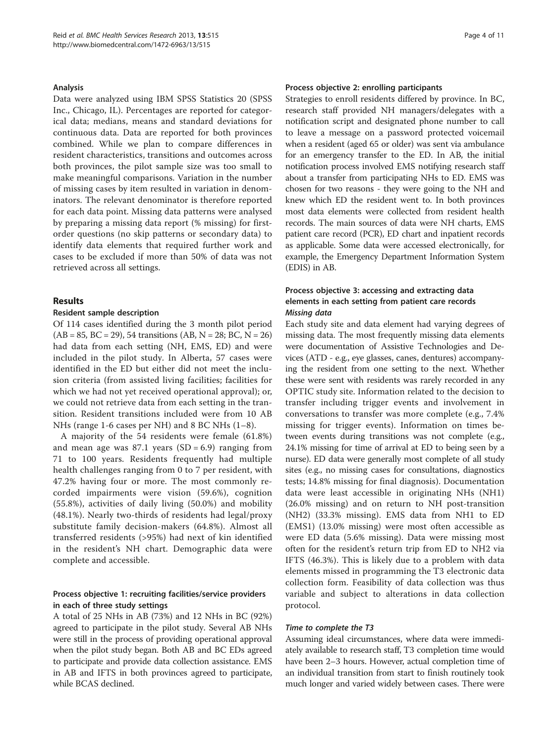### Analysis

Data were analyzed using IBM SPSS Statistics 20 (SPSS Inc., Chicago, IL). Percentages are reported for categorical data; medians, means and standard deviations for continuous data. Data are reported for both provinces combined. While we plan to compare differences in resident characteristics, transitions and outcomes across both provinces, the pilot sample size was too small to make meaningful comparisons. Variation in the number of missing cases by item resulted in variation in denominators. The relevant denominator is therefore reported for each data point. Missing data patterns were analysed by preparing a missing data report (% missing) for first-order questions (no skip patterns or secondary data) to identify data elements that required further work and cases to be excluded if more than 50% of data was not retrieved across all settings.

## Results

### Resident sample description

Of 114 cases identified during the 3 month pilot period (AB = 85, BC = 29), 54 transitions (AB, N = 28; BC, N = 26) had data from each setting (NH, EMS, ED) and were included in the pilot study. In Alberta, 57 cases were identified in the ED but either did not meet the inclusion criteria (from assisted living facilities; facilities for which we had not yet received operational approval); or, we could not retrieve data from each setting in the transition. Resident transitions included were from 10 AB NHs (range 1-6 cases per NH) and 8 BC NHs (1–8).

A majority of the 54 residents were female (61.8%) and mean age was 87.1 years (SD = 6.9) ranging from 71 to 100 years. Residents frequently had multiple health challenges ranging from 0 to 7 per resident, with 47.2% having four or more. The most commonly recorded impairments were vision (59.6%), cognition (55.8%), activities of daily living (50.0%) and mobility (48.1%). Nearly two-thirds of residents had legal/proxy substitute family decision-makers (64.8%). Almost all transferred residents (>95%) had next of kin identified in the resident's NH chart. Demographic data were complete and accessible.

### Process objective 1: recruiting facilities/service providers in each of three study settings

A total of 25 NHs in AB (73%) and 12 NHs in BC (92%) agreed to participate in the pilot study. Several AB NHs were still in the process of providing operational approval when the pilot study began. Both AB and BC EDs agreed to participate and provide data collection assistance. EMS in AB and IFTS in both provinces agreed to participate, while BCAS declined.

### Process objective 2: enrolling participants

Strategies to enroll residents differed by province. In BC, research staff provided NH managers/delegates with a notification script and designated phone number to call to leave a message on a password protected voicemail when a resident (aged 65 or older) was sent via ambulance for an emergency transfer to the ED. In AB, the initial notification process involved EMS notifying research staff about a transfer from participating NHs to ED. EMS was chosen for two reasons - they were going to the NH and knew which ED the resident went to. In both provinces most data elements were collected from resident health records. The main sources of data were NH charts, EMS patient care record (PCR), ED chart and inpatient records as applicable. Some data were accessed electronically, for example, the Emergency Department Information System (EDIS) in AB.

### Process objective 3: accessing and extracting data elements in each setting from patient care records

#### *Missing data*

Each study site and data element had varying degrees of missing data. The most frequently missing data elements were documentation of Assistive Technologies and Devices (ATD - e.g., eye glasses, canes, dentures) accompanying the resident from one setting to the next. Whether these were sent with residents was rarely recorded in any OPTIC study site. Information related to the decision to transfer including trigger events and involvement in conversations to transfer was more complete (e.g., 7.4% missing for trigger events). Information on times between events during transitions was not complete (e.g., 24.1% missing for time of arrival at ED to being seen by a nurse). ED data were generally most complete of all study sites (e.g., no missing cases for consultations, diagnostics tests; 14.8% missing for final diagnosis). Documentation data were least accessible in originating NHs (NH1) (26.0% missing) and on return to NH post-transition (NH2) (33.3% missing). EMS data from NH1 to ED (EMS1) (13.0% missing) were most often accessible as were ED data (5.6% missing). Data were missing most often for the resident's return trip from ED to NH2 via IFTS (46.3%). This is likely due to a problem with data elements missed in programming the T3 electronic data collection form. Feasibility of data collection was thus variable and subject to alterations in data collection protocol.

#### *Time to complete the T3*

Assuming ideal circumstances, where data were immediately available to research staff, T3 completion time would have been 2–3 hours. However, actual completion time of an individual transition from start to finish routinely took much longer and varied widely between cases. There were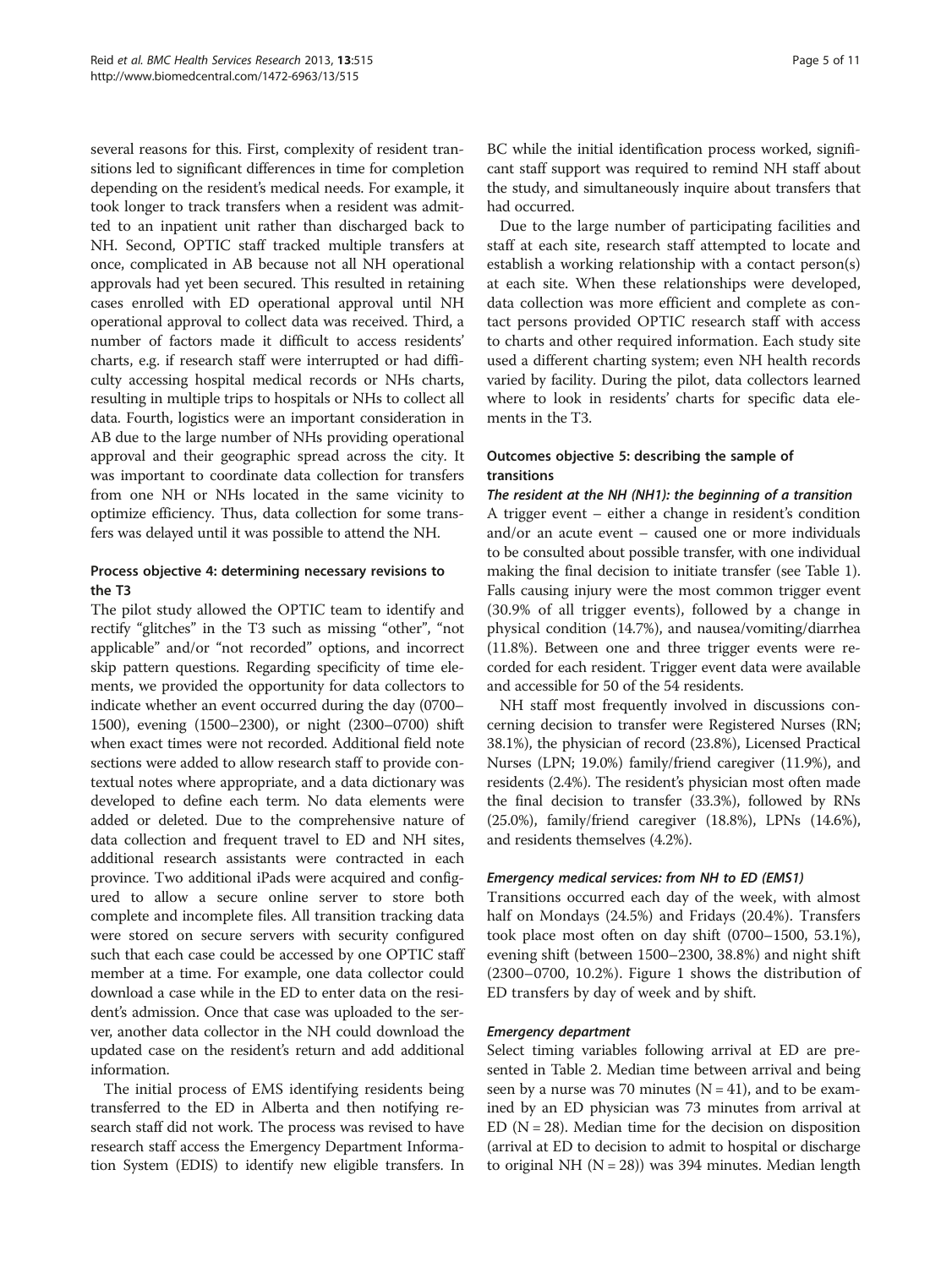several reasons for this. First, complexity of resident transitions led to significant differences in time for completion depending on the resident's medical needs. For example, it took longer to track transfers when a resident was admitted to an inpatient unit rather than discharged back to NH. Second, OPTIC staff tracked multiple transfers at once, complicated in AB because not all NH operational approvals had yet been secured. This resulted in retaining cases enrolled with ED operational approval until NH operational approval to collect data was received. Third, a number of factors made it difficult to access residents' charts, e.g. if research staff were interrupted or had difficulty accessing hospital medical records or NHs charts, resulting in multiple trips to hospitals or NHs to collect all data. Fourth, logistics were an important consideration in AB due to the large number of NHs providing operational approval and their geographic spread across the city. It was important to coordinate data collection for transfers from one NH or NHs located in the same vicinity to optimize efficiency. Thus, data collection for some transfers was delayed until it was possible to attend the NH.

### Process objective 4: determining necessary revisions to the T3

The pilot study allowed the OPTIC team to identify and rectify "glitches" in the T3 such as missing "other", "not applicable" and/or "not recorded" options, and incorrect skip pattern questions. Regarding specificity of time elements, we provided the opportunity for data collectors to indicate whether an event occurred during the day (0700–1500), evening (1500–2300), or night (2300–0700) shift when exact times were not recorded. Additional field note sections were added to allow research staff to provide contextual notes where appropriate, and a data dictionary was developed to define each term. No data elements were added or deleted. Due to the comprehensive nature of data collection and frequent travel to ED and NH sites, additional research assistants were contracted in each province. Two additional iPads were acquired and configured to allow a secure online server to store both complete and incomplete files. All transition tracking data were stored on secure servers with security configured such that each case could be accessed by one OPTIC staff member at a time. For example, one data collector could download a case while in the ED to enter data on the resident's admission. Once that case was uploaded to the server, another data collector in the NH could download the updated case on the resident's return and add additional information.

The initial process of EMS identifying residents being transferred to the ED in Alberta and then notifying research staff did not work. The process was revised to have research staff access the Emergency Department Information System (EDIS) to identify new eligible transfers. In BC while the initial identification process worked, significant staff support was required to remind NH staff about the study, and simultaneously inquire about transfers that had occurred.

Due to the large number of participating facilities and staff at each site, research staff attempted to locate and establish a working relationship with a contact person(s) at each site. When these relationships were developed, data collection was more efficient and complete as contact persons provided OPTIC research staff with access to charts and other required information. Each study site used a different charting system; even NH health records varied by facility. During the pilot, data collectors learned where to look in residents' charts for specific data elements in the T3.

### Outcomes objective 5: describing the sample of transitions

#### *The resident at the NH (NH1): the beginning of a transition*

A trigger event – either a change in resident's condition and/or an acute event – caused one or more individuals to be consulted about possible transfer, with one individual making the final decision to initiate transfer (see Table 1). Falls causing injury were the most common trigger event (30.9% of all trigger events), followed by a change in physical condition (14.7%), and nausea/vomiting/diarrhea (11.8%). Between one and three trigger events were recorded for each resident. Trigger event data were available and accessible for 50 of the 54 residents.

NH staff most frequently involved in discussions concerning decision to transfer were Registered Nurses (RN; 38.1%), the physician of record (23.8%), Licensed Practical Nurses (LPN; 19.0%) family/friend caregiver (11.9%), and residents (2.4%). The resident's physician most often made the final decision to transfer (33.3%), followed by RNs (25.0%), family/friend caregiver (18.8%), LPNs (14.6%), and residents themselves (4.2%).

#### *Emergency medical services: from NH to ED (EMS1)*

Transitions occurred each day of the week, with almost half on Mondays (24.5%) and Fridays (20.4%). Transfers took place most often on day shift (0700–1500, 53.1%), evening shift (between 1500–2300, 38.8%) and night shift (2300–0700, 10.2%). Figure 1 shows the distribution of ED transfers by day of week and by shift.

#### *Emergency department*

Select timing variables following arrival at ED are presented in Table 2. Median time between arrival and being seen by a nurse was 70 minutes (N = 41), and to be examined by an ED physician was 73 minutes from arrival at ED (N = 28). Median time for the decision on disposition (arrival at ED to decision to admit to hospital or discharge to original NH (N = 28)) was 394 minutes. Median length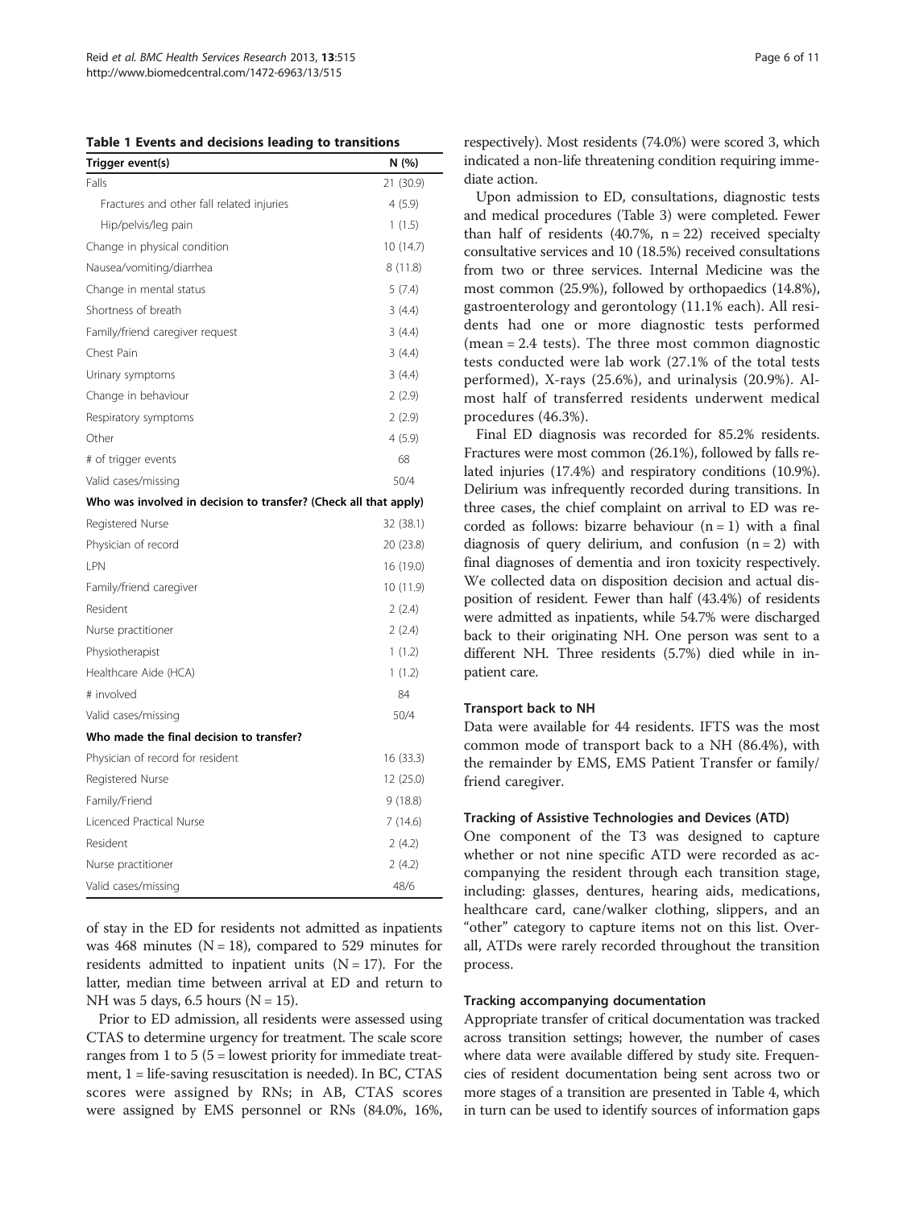**Table 1 Events and decisions leading to transitions**

| Trigger event(s) | N (%) |
|---|---|
| Falls | 21 (30.9) |
| Fractures and other fall related injuries | 4 (5.9) |
| Hip/pelvis/leg pain | 1 (1.5) |
| Change in physical condition | 10 (14.7) |
| Nausea/vomiting/diarrhea | 8 (11.8) |
| Change in mental status | 5 (7.4) |
| Shortness of breath | 3 (4.4) |
| Family/friend caregiver request | 3 (4.4) |
| Chest Pain | 3 (4.4) |
| Urinary symptoms | 3 (4.4) |
| Change in behaviour | 2 (2.9) |
| Respiratory symptoms | 2 (2.9) |
| Other | 4 (5.9) |
| # of trigger events | 68 |
| Valid cases/missing | 50/4 |
| **Who was involved in decision to transfer? (Check all that apply)** | |
| Registered Nurse | 32 (38.1) |
| Physician of record | 20 (23.8) |
| LPN | 16 (19.0) |
| Family/friend caregiver | 10 (11.9) |
| Resident | 2 (2.4) |
| Nurse practitioner | 2 (2.4) |
| Physiotherapist | 1 (1.2) |
| Healthcare Aide (HCA) | 1 (1.2) |
| # involved | 84 |
| Valid cases/missing | 50/4 |
| **Who made the final decision to transfer?** | |
| Physician of record for resident | 16 (33.3) |
| Registered Nurse | 12 (25.0) |
| Family/Friend | 9 (18.8) |
| Licenced Practical Nurse | 7 (14.6) |
| Resident | 2 (4.2) |
| Nurse practitioner | 2 (4.2) |
| Valid cases/missing | 48/6 |

of stay in the ED for residents not admitted as inpatients was 468 minutes (N = 18), compared to 529 minutes for residents admitted to inpatient units (N = 17). For the latter, median time between arrival at ED and return to NH was 5 days, 6.5 hours (N = 15).

Prior to ED admission, all residents were assessed using CTAS to determine urgency for treatment. The scale score ranges from 1 to 5 (5 = lowest priority for immediate treatment, 1 = life-saving resuscitation is needed). In BC, CTAS scores were assigned by RNs; in AB, CTAS scores were assigned by EMS personnel or RNs (84.0%, 16%, respectively). Most residents (74.0%) were scored 3, which indicated a non-life threatening condition requiring immediate action.

Upon admission to ED, consultations, diagnostic tests and medical procedures (Table 3) were completed. Fewer than half of residents (40.7%, n = 22) received specialty consultative services and 10 (18.5%) received consultations from two or three services. Internal Medicine was the most common (25.9%), followed by orthopaedics (14.8%), gastroenterology and gerontology (11.1% each). All residents had one or more diagnostic tests performed (mean = 2.4 tests). The three most common diagnostic tests conducted were lab work (27.1% of the total tests performed), X-rays (25.6%), and urinalysis (20.9%). Almost half of transferred residents underwent medical procedures (46.3%).

Final ED diagnosis was recorded for 85.2% residents. Fractures were most common (26.1%), followed by falls related injuries (17.4%) and respiratory conditions (10.9%). Delirium was infrequently recorded during transitions. In three cases, the chief complaint on arrival to ED was recorded as follows: bizarre behaviour (n = 1) with a final diagnosis of query delirium, and confusion (n = 2) with final diagnoses of dementia and iron toxicity respectively. We collected data on disposition decision and actual disposition of resident. Fewer than half (43.4%) of residents were admitted as inpatients, while 54.7% were discharged back to their originating NH. One person was sent to a different NH. Three residents (5.7%) died while in inpatient care.

#### Transport back to NH

Data were available for 44 residents. IFTS was the most common mode of transport back to a NH (86.4%), with the remainder by EMS, EMS Patient Transfer or family/friend caregiver.

#### Tracking of Assistive Technologies and Devices (ATD)

One component of the T3 was designed to capture whether or not nine specific ATD were recorded as accompanying the resident through each transition stage, including: glasses, dentures, hearing aids, medications, healthcare card, cane/walker clothing, slippers, and an "other" category to capture items not on this list. Overall, ATDs were rarely recorded throughout the transition process.

#### Tracking accompanying documentation

Appropriate transfer of critical documentation was tracked across transition settings; however, the number of cases where data were available differed by study site. Frequencies of resident documentation being sent across two or more stages of a transition are presented in Table 4, which in turn can be used to identify sources of information gaps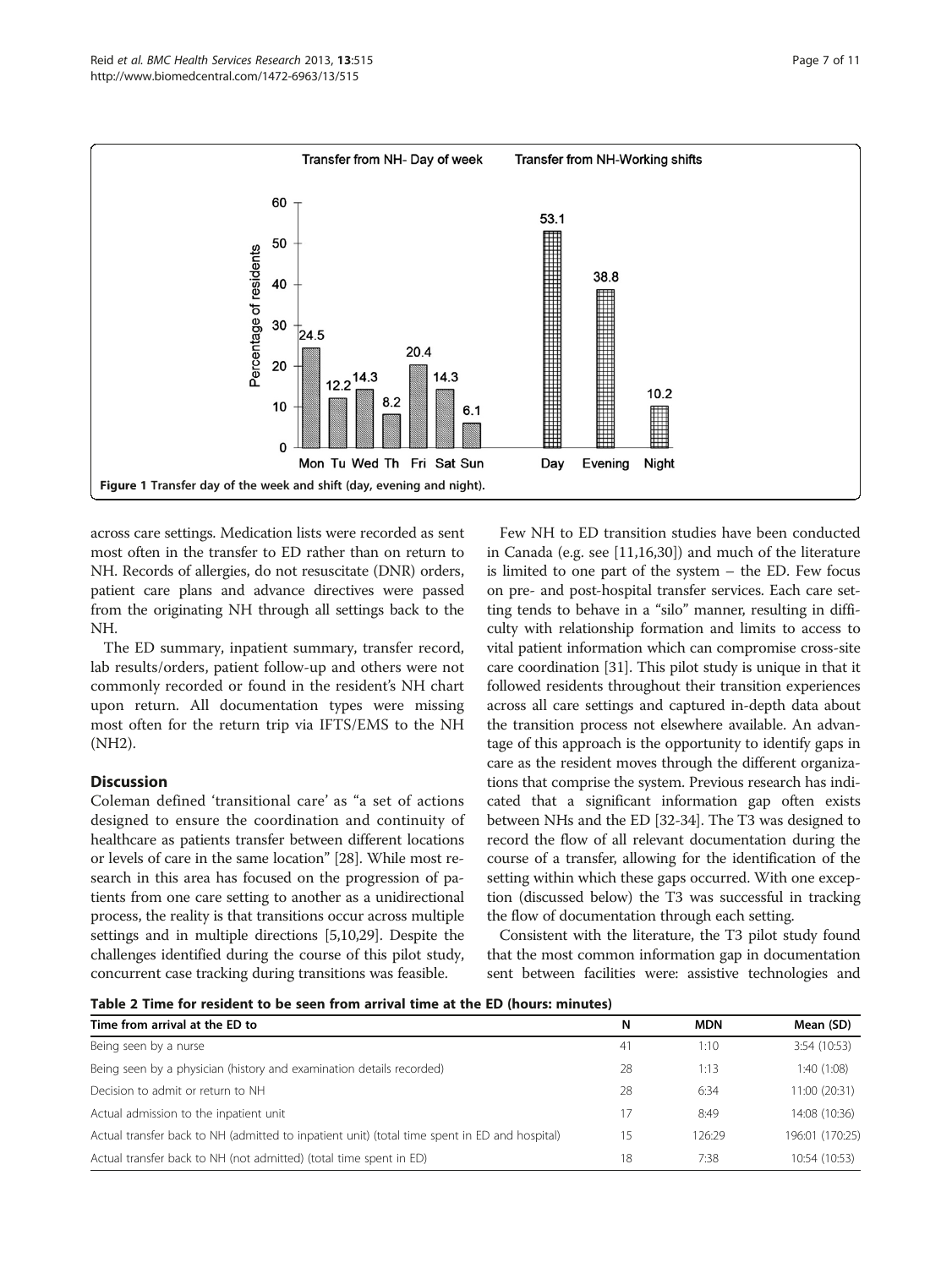Figure 1 Transfer day of the week and shift (day, evening and night).

across care settings. Medication lists were recorded as sent most often in the transfer to ED rather than on return to NH. Records of allergies, do not resuscitate (DNR) orders, patient care plans and advance directives were passed from the originating NH through all settings back to the NH.

The ED summary, inpatient summary, transfer record, lab results/orders, patient follow-up and others were not commonly recorded or found in the resident's NH chart upon return. All documentation types were missing most often for the return trip via IFTS/EMS to the NH (NH2).

## Discussion

Coleman defined 'transitional care' as "a set of actions designed to ensure the coordination and continuity of healthcare as patients transfer between different locations or levels of care in the same location" [28]. While most research in this area has focused on the progression of patients from one care setting to another as a unidirectional process, the reality is that transitions occur across multiple settings and in multiple directions [5,10,29]. Despite the challenges identified during the course of this pilot study, concurrent case tracking during transitions was feasible.

Few NH to ED transition studies have been conducted in Canada (e.g. see [11,16,30]) and much of the literature is limited to one part of the system – the ED. Few focus on pre- and post-hospital transfer services. Each care setting tends to behave in a "silo" manner, resulting in difficulty with relationship formation and limits to access to vital patient information which can compromise cross-site care coordination [31]. This pilot study is unique in that it followed residents throughout their transition experiences across all care settings and captured in-depth data about the transition process not elsewhere available. An advantage of this approach is the opportunity to identify gaps in care as the resident moves through the different organizations that comprise the system. Previous research has indicated that a significant information gap often exists between NHs and the ED [32-34]. The T3 was designed to record the flow of all relevant documentation during the course of a transfer, allowing for the identification of the setting within which these gaps occurred. With one exception (discussed below) the T3 was successful in tracking the flow of documentation through each setting.

Consistent with the literature, the T3 pilot study found that the most common information gap in documentation sent between facilities were: assistive technologies and

**Table 2 Time for resident to be seen from arrival time at the ED (hours: minutes)**

| Time from arrival at the ED to | N | MDN | Mean (SD) |
|---|---|---|---|
| Being seen by a nurse | 41 | 1:10 | 3:54 (10:53) |
| Being seen by a physician (history and examination details recorded) | 28 | 1:13 | 1:40 (1:08) |
| Decision to admit or return to NH | 28 | 6:34 | 11:00 (20:31) |
| Actual admission to the inpatient unit | 17 | 8:49 | 14:08 (10:36) |
| Actual transfer back to NH (admitted to inpatient unit) (total time spent in ED and hospital) | 15 | 126:29 | 196:01 (170:25) |
| Actual transfer back to NH (not admitted) (total time spent in ED) | 18 | 7:38 | 10:54 (10:53) |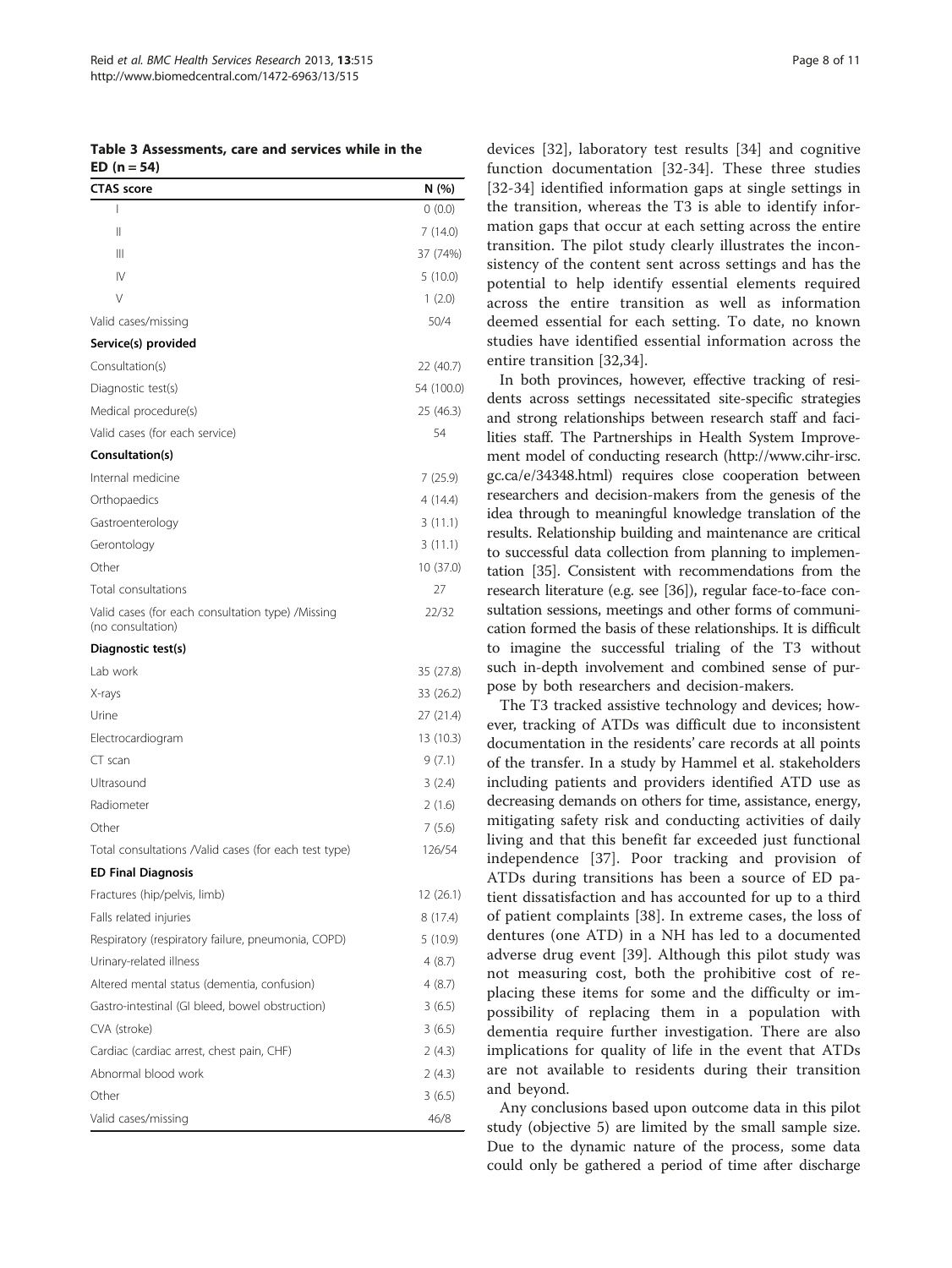**Table 3 Assessments, care and services while in the ED (n = 54)**

| CTAS score | N (%) |
|---|---|
| I | 0 (0.0) |
| II | 7 (14.0) |
| III | 37 (74%) |
| IV | 5 (10.0) |
| V | 1 (2.0) |
| Valid cases/missing | 50/4 |
| **Service(s) provided** | |
| Consultation(s) | 22 (40.7) |
| Diagnostic test(s) | 54 (100.0) |
| Medical procedure(s) | 25 (46.3) |
| Valid cases (for each service) | 54 |
| **Consultation(s)** | |
| Internal medicine | 7 (25.9) |
| Orthopaedics | 4 (14.4) |
| Gastroenterology | 3 (11.1) |
| Gerontology | 3 (11.1) |
| Other | 10 (37.0) |
| Total consultations | 27 |
| Valid cases (for each consultation type) /Missing (no consultation) | 22/32 |
| **Diagnostic test(s)** | |
| Lab work | 35 (27.8) |
| X-rays | 33 (26.2) |
| Urine | 27 (21.4) |
| Electrocardiogram | 13 (10.3) |
| CT scan | 9 (7.1) |
| Ultrasound | 3 (2.4) |
| Radiometer | 2 (1.6) |
| Other | 7 (5.6) |
| Total consultations /Valid cases (for each test type) | 126/54 |
| **ED Final Diagnosis** | |
| Fractures (hip/pelvis, limb) | 12 (26.1) |
| Falls related injuries | 8 (17.4) |
| Respiratory (respiratory failure, pneumonia, COPD) | 5 (10.9) |
| Urinary-related illness | 4 (8.7) |
| Altered mental status (dementia, confusion) | 4 (8.7) |
| Gastro-intestinal (GI bleed, bowel obstruction) | 3 (6.5) |
| CVA (stroke) | 3 (6.5) |
| Cardiac (cardiac arrest, chest pain, CHF) | 2 (4.3) |
| Abnormal blood work | 2 (4.3) |
| Other | 3 (6.5) |
| Valid cases/missing | 46/8 |

devices [32], laboratory test results [34] and cognitive function documentation [32-34]. These three studies [32-34] identified information gaps at single settings in the transition, whereas the T3 is able to identify information gaps that occur at each setting across the entire transition. The pilot study clearly illustrates the inconsistency of the content sent across settings and has the potential to help identify essential elements required across the entire transition as well as information deemed essential for each setting. To date, no known studies have identified essential information across the entire transition [32,34].

In both provinces, however, effective tracking of residents across settings necessitated site-specific strategies and strong relationships between research staff and facilities staff. The Partnerships in Health System Improvement model of conducting research (http://www.cihr-irsc.gc.ca/e/34348.html) requires close cooperation between researchers and decision-makers from the genesis of the idea through to meaningful knowledge translation of the results. Relationship building and maintenance are critical to successful data collection from planning to implementation [35]. Consistent with recommendations from the research literature (e.g. see [36]), regular face-to-face consultation sessions, meetings and other forms of communication formed the basis of these relationships. It is difficult to imagine the successful trialing of the T3 without such in-depth involvement and combined sense of purpose by both researchers and decision-makers.

The T3 tracked assistive technology and devices; however, tracking of ATDs was difficult due to inconsistent documentation in the residents' care records at all points of the transfer. In a study by Hammel et al. stakeholders including patients and providers identified ATD use as decreasing demands on others for time, assistance, energy, mitigating safety risk and conducting activities of daily living and that this benefit far exceeded just functional independence [37]. Poor tracking and provision of ATDs during transitions has been a source of ED patient dissatisfaction and has accounted for up to a third of patient complaints [38]. In extreme cases, the loss of dentures (one ATD) in a NH has led to a documented adverse drug event [39]. Although this pilot study was not measuring cost, both the prohibitive cost of replacing these items for some and the difficulty or impossibility of replacing them in a population with dementia require further investigation. There are also implications for quality of life in the event that ATDs are not available to residents during their transition and beyond.

Any conclusions based upon outcome data in this pilot study (objective 5) are limited by the small sample size. Due to the dynamic nature of the process, some data could only be gathered a period of time after discharge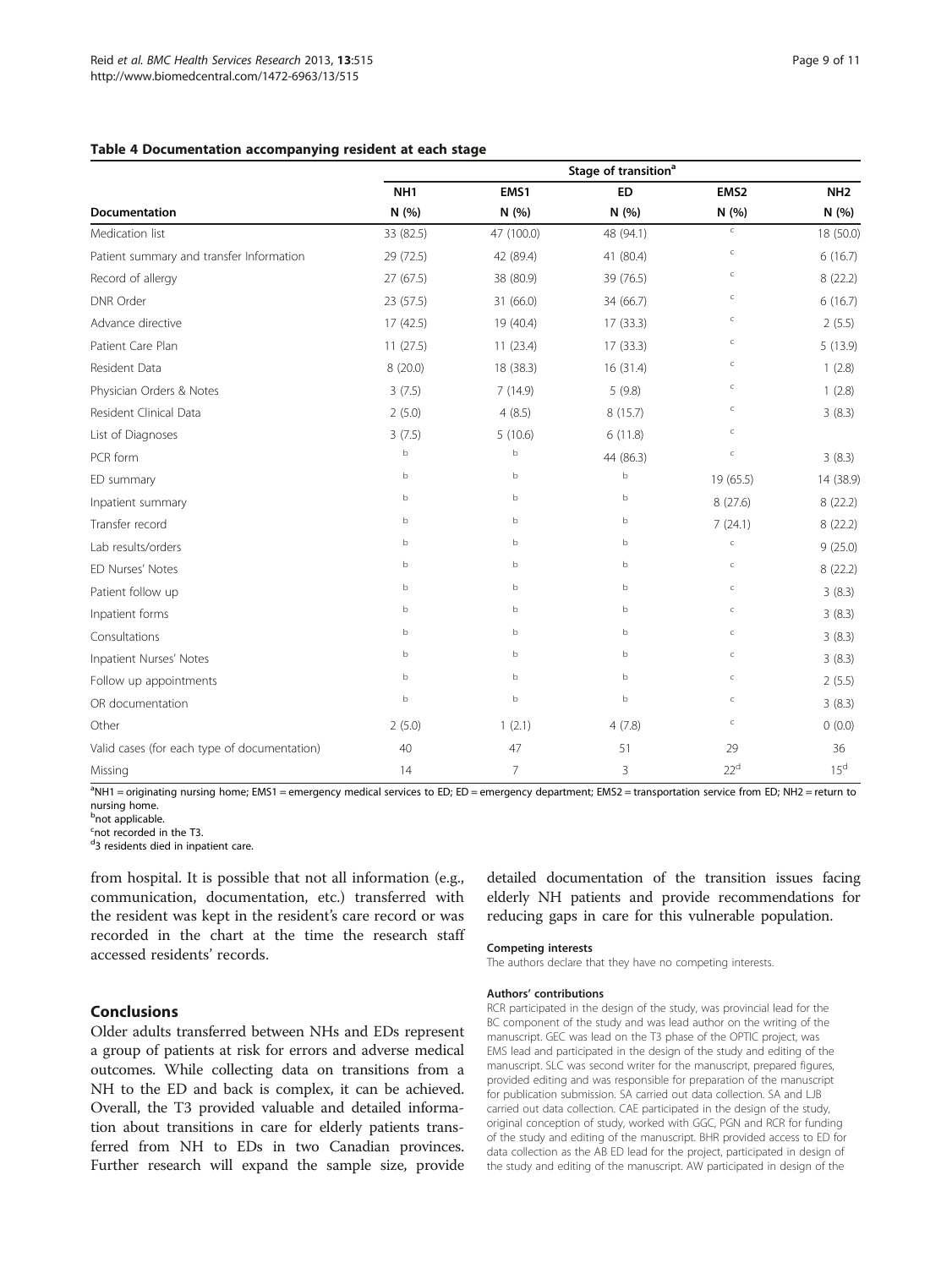**Table 4 Documentation accompanying resident at each stage**

| | Stage of transition[a] | | | | |
|---|---|---|---|---|---|
| | NH1 | EMS1 | ED | EMS2 | NH2 |
| Documentation | N (%) | N (%) | N (%) | N (%) | N (%) |
| Medication list | 33 (82.5) | 47 (100.0) | 48 (94.1) | c | 18 (50.0) |
| Patient summary and transfer Information | 29 (72.5) | 42 (89.4) | 41 (80.4) | c | 6 (16.7) |
| Record of allergy | 27 (67.5) | 38 (80.9) | 39 (76.5) | c | 8 (22.2) |
| DNR Order | 23 (57.5) | 31 (66.0) | 34 (66.7) | c | 6 (16.7) |
| Advance directive | 17 (42.5) | 19 (40.4) | 17 (33.3) | c | 2 (5.5) |
| Patient Care Plan | 11 (27.5) | 11 (23.4) | 17 (33.3) | c | 5 (13.9) |
| Resident Data | 8 (20.0) | 18 (38.3) | 16 (31.4) | c | 1 (2.8) |
| Physician Orders & Notes | 3 (7.5) | 7 (14.9) | 5 (9.8) | c | 1 (2.8) |
| Resident Clinical Data | 2 (5.0) | 4 (8.5) | 8 (15.7) | c | 3 (8.3) |
| List of Diagnoses | 3 (7.5) | 5 (10.6) | 6 (11.8) | c | |
| PCR form | b | b | 44 (86.3) | c | 3 (8.3) |
| ED summary | b | b | b | 19 (65.5) | 14 (38.9) |
| Inpatient summary | b | b | b | 8 (27.6) | 8 (22.2) |
| Transfer record | b | b | b | 7 (24.1) | 8 (22.2) |
| Lab results/orders | b | b | b | c | 9 (25.0) |
| ED Nurses' Notes | b | b | b | c | 8 (22.2) |
| Patient follow up | b | b | b | c | 3 (8.3) |
| Inpatient forms | b | b | b | c | 3 (8.3) |
| Consultations | b | b | b | c | 3 (8.3) |
| Inpatient Nurses' Notes | b | b | b | c | 3 (8.3) |
| Follow up appointments | b | b | b | c | 2 (5.5) |
| OR documentation | b | b | b | c | 3 (8.3) |
| Other | 2 (5.0) | 1 (2.1) | 4 (7.8) | c | 0 (0.0) |
| Valid cases (for each type of documentation) | 40 | 47 | 51 | 29 | 36 |
| Missing | 14 | 7 | 3 | 22[d] | 15[d] |

[a]NH1 = originating nursing home; EMS1 = emergency medical services to ED; ED = emergency department; EMS2 = transportation service from ED; NH2 = return to nursing home.
[b]not applicable.
[c]not recorded in the T3.
[d]3 residents died in inpatient care.

from hospital. It is possible that not all information (e.g., communication, documentation, etc.) transferred with the resident was kept in the resident's care record or was recorded in the chart at the time the research staff accessed residents' records.

## Conclusions

Older adults transferred between NHs and EDs represent a group of patients at risk for errors and adverse medical outcomes. While collecting data on transitions from a NH to the ED and back is complex, it can be achieved. Overall, the T3 provided valuable and detailed information about transitions in care for elderly patients transferred from NH to EDs in two Canadian provinces. Further research will expand the sample size, provide detailed documentation of the transition issues facing elderly NH patients and provide recommendations for reducing gaps in care for this vulnerable population.

#### Competing interests

The authors declare that they have no competing interests.

#### Authors' contributions

RCR participated in the design of the study, was provincial lead for the BC component of the study and was lead author on the writing of the manuscript. GEC was lead on the T3 phase of the OPTIC project, was EMS lead and participated in the design of the study and editing of the manuscript. SLC was second writer for the manuscript, prepared figures, provided editing and was responsible for preparation of the manuscript for publication submission. SA carried out data collection. SA and LJB carried out data collection. CAE participated in the design of the study, original conception of study, worked with GGC, PGN and RCR for funding of the study and editing of the manuscript. BHR provided access to ED for data collection as the AB ED lead for the project, participated in design of the study and editing of the manuscript. AW participated in design of the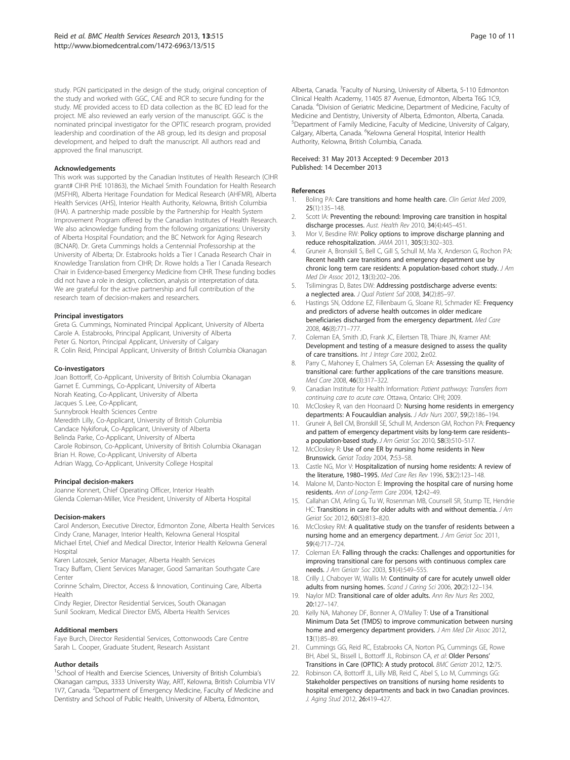study. PGN participated in the design of the study, original conception of the study and worked with GGC, CAE and RCR to secure funding for the study. ME provided access to ED data collection as the BC ED lead for the project. ME also reviewed an early version of the manuscript. GGC is the nominated principal investigator for the OPTIC research program, provided leadership and coordination of the AB group, led its design and proposal development, and helped to draft the manuscript. All authors read and approved the final manuscript.

### Acknowledgements

This work was supported by the Canadian Institutes of Health Research (CIHR grant# CIHR PHE 101863), the Michael Smith Foundation for Health Research (MSFHR), Alberta Heritage Foundation for Medical Research (AHFMR), Alberta Health Services (AHS), Interior Health Authority, Kelowna, British Columbia (IHA). A partnership made possible by the Partnership for Health System Improvement Program offered by the Canadian Institutes of Health Research. We also acknowledge funding from the following organizations: University of Alberta Hospital Foundation; and the BC Network for Aging Research (BCNAR). Dr. Greta Cummings holds a Centennial Professorship at the University of Alberta; Dr. Estabrooks holds a Tier I Canada Research Chair in Knowledge Translation from CIHR; Dr. Rowe holds a Tier I Canada Research Chair in Evidence-based Emergency Medicine from CIHR. These funding bodies did not have a role in design, collection, analysis or interpretation of data. We are grateful for the active partnership and full contribution of the research team of decision-makers and researchers.

### Principal investigators

Greta G. Cummings, Nominated Principal Applicant, University of Alberta
Carole A. Estabrooks, Principal Applicant, University of Alberta
Peter G. Norton, Principal Applicant, University of Calgary
R. Colin Reid, Principal Applicant, University of British Columbia Okanagan

### Co-investigators

Joan Bottorff, Co-Applicant, University of British Columbia Okanagan
Garnet E. Cummings, Co-Applicant, University of Alberta
Norah Keating, Co-Applicant, University of Alberta
Jacques S. Lee, Co-Applicant,
Sunnybrook Health Sciences Centre
Meredith Lilly, Co-Applicant, University of British Columbia
Candace Nykiforuk, Co-Applicant, University of Alberta
Belinda Parke, Co-Applicant, University of Alberta
Carole Robinson, Co-Applicant, University of British Columbia Okanagan
Brian H. Rowe, Co-Applicant, University of Alberta
Adrian Wagg, Co-Applicant, University College Hospital

### Principal decision-makers

Joanne Konnert, Chief Operating Officer, Interior Health
Glenda Coleman-Miller, Vice President, University of Alberta Hospital

### Decision-makers

Carol Anderson, Executive Director, Edmonton Zone, Alberta Health Services
Cindy Crane, Manager, Interior Health, Kelowna General Hospital
Michael Ertel, Chief and Medical Director, Interior Health Kelowna General Hospital
Karen Latoszek, Senior Manager, Alberta Health Services
Tracy Buffam, Client Services Manager, Good Samaritan Southgate Care Center
Corinne Schalm, Director, Access & Innovation, Continuing Care, Alberta Health
Cindy Regier, Director Residential Services, South Okanagan
Sunil Sookram, Medical Director EMS, Alberta Health Services

### Additional members

Faye Burch, Director Residential Services, Cottonwoods Care Centre
Sarah L. Cooper, Graduate Student, Research Assistant

### Author details

[1]School of Health and Exercise Sciences, University of British Columbia's Okanagan campus, 3333 University Way, ART, Kelowna, British Columbia V1V 1V7, Canada. [2]Department of Emergency Medicine, Faculty of Medicine and Dentistry and School of Public Health, University of Alberta, Edmonton, Alberta, Canada. [3]Faculty of Nursing, University of Alberta, 5-110 Edmonton Clinical Health Academy, 11405 87 Avenue, Edmonton, Alberta T6G 1C9, Canada. [4]Division of Geriatric Medicine, Department of Medicine, Faculty of Medicine and Dentistry, University of Alberta, Edmonton, Alberta, Canada. [5]Department of Family Medicine, Faculty of Medicine, University of Calgary, Calgary, Alberta, Canada. [6]Kelowna General Hospital, Interior Health Authority, Kelowna, British Columbia, Canada.

Received: 31 May 2013 Accepted: 9 December 2013
Published: 14 December 2013

### References

1. Boling PA: **Care transitions and home health care.** *Clin Geriat Med* 2009, **25**(1):135–148.
2. Scott IA: **Preventing the rebound: Improving care transition in hospital discharge processes.** *Aust. Health Rev* 2010, **34**(4):445–451.
3. Mor V, Besdine RW: **Policy options to improve discharge planning and reduce rehospitalization.** *JAMA* 2011, **305**(3):302–303.
4. Gruneir A, Bronskill S, Bell C, Gill S, Schull M, Ma X, Anderson G, Rochon PA: **Recent health care transitions and emergency department use by chronic long term care residents: A population-based cohort study.** *J Am Med Dir Assoc* 2012, **13**(3):202–206.
5. Tsilimingras D, Bates DW: **Addressing postdischarge adverse events: a neglected area.** *J Qual Patient Saf* 2008, **34**(2):85–97.
6. Hastings SN, Oddone EZ, Fillenbaum G, Sloane RJ, Schmader KE: **Frequency and predictors of adverse health outcomes in older medicare beneficiaries discharged from the emergency department.** *Med Care* 2008, **46**(8):771–777.
7. Coleman EA, Smith JD, Frank JC, Eilertsen TB, Thiare JN, Kramer AM: **Development and testing of a measure designed to assess the quality of care transitions.** *Int J Integr Care* 2002, **2**:e02.
8. Parry C, Mahoney E, Chalmers SA, Coleman EA: **Assessing the quality of transitional care: further applications of the care transitions measure.** *Med Care* 2008, **46**(3):317–322.
9. Canadian Institute for Health Information: *Patient pathways: Transfers from continuing care to acute care.* Ottawa, Ontario: CIHI; 2009.
10. McCloskey R, van den Hoonaard D: **Nursing home residents in emergency departments: A Foucauldian analysis.** *J Adv Nurs* 2007, **59**(2):186–194.
11. Gruneir A, Bell CM, Bronskill SE, Schull M, Anderson GM, Rochon PA: **Frequency and pattern of emergency department visits by long-term care residents–a population-based study.** *J Am Geriat Soc* 2010, **58**(3):510–517.
12. McCloskey R: **Use of one ER by nursing home residents in New Brunswick.** *Geriat Today* 2004, **7**:53–58.
13. Castle NG, Mor V: **Hospitalization of nursing home residents: A review of the literature, 1980–1995.** *Med Care Res Rev* 1996, **53**(2):123–148.
14. Malone M, Danto-Nocton E: **Improving the hospital care of nursing home residents.** *Ann of Long-Term Care* 2004, **12**:42–49.
15. Callahan CM, Arling G, Tu W, Rosenman MB, Counsell SR, Stump TE, Hendrie HC: **Transitions in care for older adults with and without dementia.** *J Am Geriat Soc* 2012, **60**(5):813–820.
16. McCloskey RM: **A qualitative study on the transfer of residents between a nursing home and an emergency department.** *J Am Geriat Soc* 2011, **59**(4):717–724.
17. Coleman EA: **Falling through the cracks: Challenges and opportunities for improving transitional care for persons with continuous complex care needs.** *J Am Geriatr Soc* 2003, **51**(4):549–555.
18. Crilly J, Chaboyer W, Wallis M: **Continuity of care for acutely unwell older adults from nursing homes.** *Scand J Caring Sci* 2006, **20**(2):122–134.
19. Naylor MD: **Transitional care of older adults.** *Ann Rev Nurs Res* 2002, **20**:127–147.
20. Kelly NA, Mahoney DF, Bonner A, O'Malley T: **Use of a Transitional Minimum Data Set (TMDS) to improve communication between nursing home and emergency department providers.** *J Am Med Dir Assoc* 2012, **13**(1):85–89.
21. Cummings GG, Reid RC, Estabrooks CA, Norton PG, Cummings GE, Rowe BH, Abel SL, Bissell L, Bottorff JL, Robinson CA, *et al*: **Older Persons' Transitions in Care (OPTIC): A study protocol.** *BMC Geriatr* 2012, **12**:75.
22. Robinson CA, Bottorff JL, Lilly MB, Reid C, Abel S, Lo M, Cummings GG: **Stakeholder perspectives on transitions of nursing home residents to hospital emergency departments and back in two Canadian provinces.** *J. Aging Stud* 2012, **26**:419–427.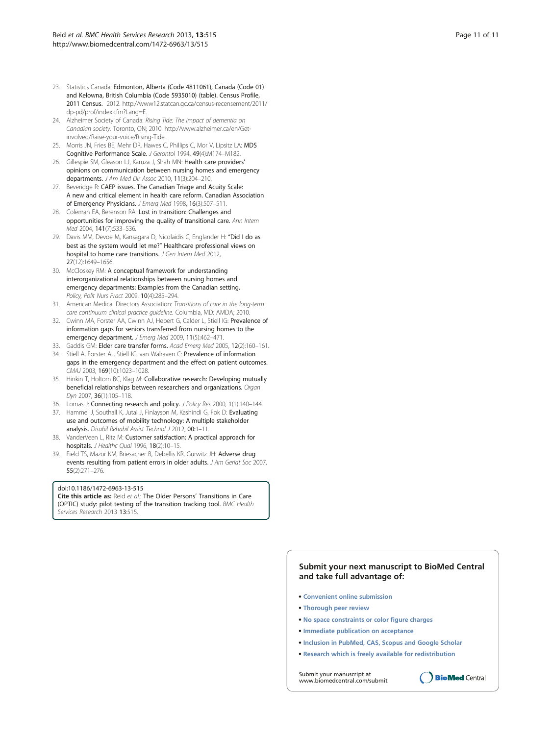23. Statistics Canada: **Edmonton, Alberta (Code 4811061), Canada (Code 01) and Kelowna, British Columbia (Code 5935010) (table). Census Profile, 2011 Census.** 2012. http://www12.statcan.gc.ca/census-recensement/2011/dp-pd/prof/index.cfm?Lang=E.
24. Alzheimer Society of Canada: *Rising Tide: The impact of dementia on Canadian society.* Toronto, ON; 2010. http://www.alzheimer.ca/en/Get-involved/Raise-your-voice/Rising-Tide.
25. Morris JN, Fries BE, Mehr DR, Hawes C, Phillips C, Mor V, Lipsitz LA: **MDS Cognitive Performance Scale.** *J Gerontol* 1994, **49**(4):M174–M182.
26. Gillespie SM, Gleason LJ, Karuza J, Shah MN: **Health care providers' opinions on communication between nursing homes and emergency departments.** *J Am Med Dir Assoc* 2010, **11**(3):204–210.
27. Beveridge R: **CAEP issues. The Canadian Triage and Acuity Scale: A new and critical element in health care reform. Canadian Association of Emergency Physicians.** *J Emerg Med* 1998, **16**(3):507–511.
28. Coleman EA, Berenson RA: **Lost in transition: Challenges and opportunities for improving the quality of transitional care.** *Ann Intern Med* 2004, **141**(7):533–536.
29. Davis MM, Devoe M, Kansagara D, Nicolaidis C, Englander H: **"Did I do as best as the system would let me?" Healthcare professional views on hospital to home care transitions.** *J Gen Intern Med* 2012, **27**(12):1649–1656.
30. McCloskey RM: **A conceptual framework for understanding interorganizational relationships between nursing homes and emergency departments: Examples from the Canadian setting.** *Policy, Polit Nurs Pract* 2009, **10**(4):285–294.
31. American Medical Directors Association: *Transitions of care in the long-term care continuum clinical practice guideline.* Columbia, MD: AMDA; 2010.
32. Cwinn MA, Forster AA, Cwinn AJ, Hebert G, Calder L, Stiell IG: **Prevalence of information gaps for seniors transferred from nursing homes to the emergency department.** *J Emerg Med* 2009, **11**(5):462–471.
33. Gaddis GM: **Elder care transfer forms.** *Acad Emerg Med* 2005, **12**(2):160–161.
34. Stiell A, Forster AJ, Stiell IG, van Walraven C: **Prevalence of information gaps in the emergency department and the effect on patient outcomes.** *CMAJ* 2003, **169**(10):1023–1028.
35. Hinkin T, Holtom BC, Klag M: **Collaborative research: Developing mutually beneficial relationships between researchers and organizations.** *Organ Dyn* 2007, **36**(1):105–118.
36. Lomas J: **Connecting research and policy.** *J Policy Res* 2000, **1**(1):140–144.
37. Hammel J, Southall K, Jutai J, Finlayson M, Kashindi G, Fok D: **Evaluating use and outcomes of mobility technology: A multiple stakeholder analysis.** *Disabil Rehabil Assist Technol J* 2012, **00**:1–11.
38. VanderVeen L, Ritz M: **Customer satisfaction: A practical approach for hospitals.** *J Healthc Qual* 1996, **18**(2):10–15.
39. Field TS, Mazor KM, Briesacher B, Debellis KR, Gurwitz JH: **Adverse drug events resulting from patient errors in older adults.** *J Am Geriat Soc* 2007, **55**(2):271–276.

doi:10.1186/1472-6963-13-515

**Cite this article as:** Reid *et al.*: The Older Persons' Transitions in Care (OPTIC) study: pilot testing of the transition tracking tool. *BMC Health Services Research* 2013 **13**:515.

**Submit your next manuscript to BioMed Central and take full advantage of:**

- **Convenient online submission**
- **Thorough peer review**
- **No space constraints or color figure charges**
- **Immediate publication on acceptance**
- **Inclusion in PubMed, CAS, Scopus and Google Scholar**
- **Research which is freely available for redistribution**

Submit your manuscript at
www.biomedcentral.com/submit

BioMed Central